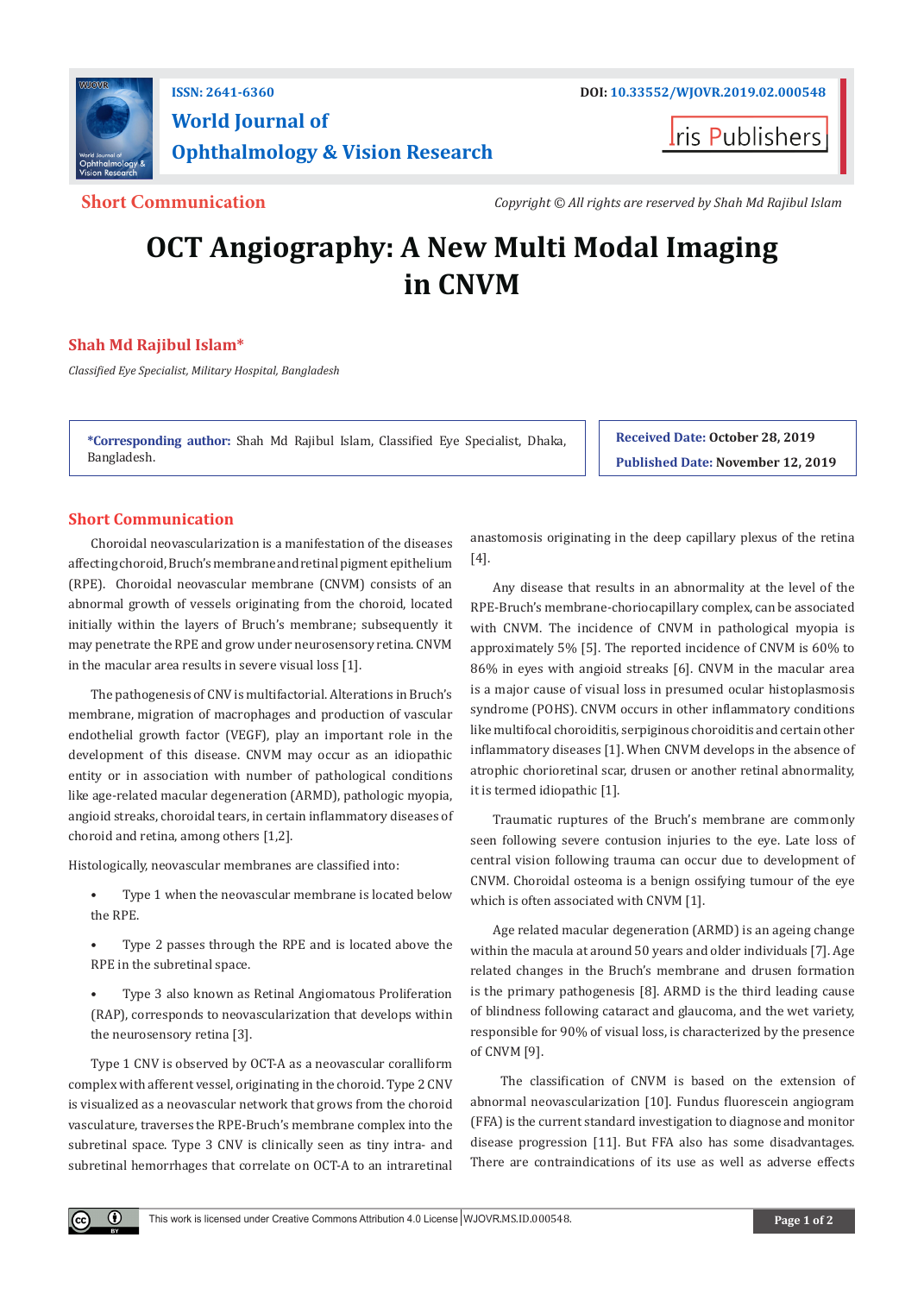ISSN: 2641-6360

DOI: 10.33552/WJOVR.2019.02.000548

**World Journal of Ophthalmology & Vision Research**

Iris Publishers

**Short Communication**

*Copyright © All rights are reserved by Shah Md Rajibul Islam*

# OCT Angiography: A New Multi Modal Imaging in CNVM

**Shah Md Rajibul Islam***

*Classified Eye Specialist, Military Hospital, Bangladesh*

**\*Corresponding author:** Shah Md Rajibul Islam, Classified Eye Specialist, Dhaka, Bangladesh.

**Received Date:** October 28, 2019

**Published Date:** November 12, 2019

## Short Communication

Choroidal neovascularization is a manifestation of the diseases affecting choroid, Bruch's membrane and retinal pigment epithelium (RPE). Choroidal neovascular membrane (CNVM) consists of an abnormal growth of vessels originating from the choroid, located initially within the layers of Bruch's membrane; subsequently it may penetrate the RPE and grow under neurosensory retina. CNVM in the macular area results in severe visual loss [1].

The pathogenesis of CNV is multifactorial. Alterations in Bruch's membrane, migration of macrophages and production of vascular endothelial growth factor (VEGF), play an important role in the development of this disease. CNVM may occur as an idiopathic entity or in association with number of pathological conditions like age-related macular degeneration (ARMD), pathologic myopia, angioid streaks, choroidal tears, in certain inflammatory diseases of choroid and retina, among others [1,2].

Histologically, neovascular membranes are classified into:

- Type 1 when the neovascular membrane is located below the RPE.
- Type 2 passes through the RPE and is located above the RPE in the subretinal space.
- Type 3 also known as Retinal Angiomatous Proliferation (RAP), corresponds to neovascularization that develops within the neurosensory retina [3].

Type 1 CNV is observed by OCT-A as a neovascular coralliform complex with afferent vessel, originating in the choroid. Type 2 CNV is visualized as a neovascular network that grows from the choroid vasculature, traverses the RPE-Bruch's membrane complex into the subretinal space. Type 3 CNV is clinically seen as tiny intra- and subretinal hemorrhages that correlate on OCT-A to an intraretinal anastomosis originating in the deep capillary plexus of the retina [4].

Any disease that results in an abnormality at the level of the RPE-Bruch's membrane-choriocapillary complex, can be associated with CNVM. The incidence of CNVM in pathological myopia is approximately 5% [5]. The reported incidence of CNVM is 60% to 86% in eyes with angioid streaks [6]. CNVM in the macular area is a major cause of visual loss in presumed ocular histoplasmosis syndrome (POHS). CNVM occurs in other inflammatory conditions like multifocal choroiditis, serpiginous choroiditis and certain other inflammatory diseases [1]. When CNVM develops in the absence of atrophic chorioretinal scar, drusen or another retinal abnormality, it is termed idiopathic [1].

Traumatic ruptures of the Bruch's membrane are commonly seen following severe contusion injuries to the eye. Late loss of central vision following trauma can occur due to development of CNVM. Choroidal osteoma is a benign ossifying tumour of the eye which is often associated with CNVM [1].

Age related macular degeneration (ARMD) is an ageing change within the macula at around 50 years and older individuals [7]. Age related changes in the Bruch's membrane and drusen formation is the primary pathogenesis [8]. ARMD is the third leading cause of blindness following cataract and glaucoma, and the wet variety, responsible for 90% of visual loss, is characterized by the presence of CNVM [9].

The classification of CNVM is based on the extension of abnormal neovascularization [10]. Fundus fluorescein angiogram (FFA) is the current standard investigation to diagnose and monitor disease progression [11]. But FFA also has some disadvantages. There are contraindications of its use as well as adverse effects

This work is licensed under Creative Commons Attribution 4.0 License WJOVR.MS.ID.000548.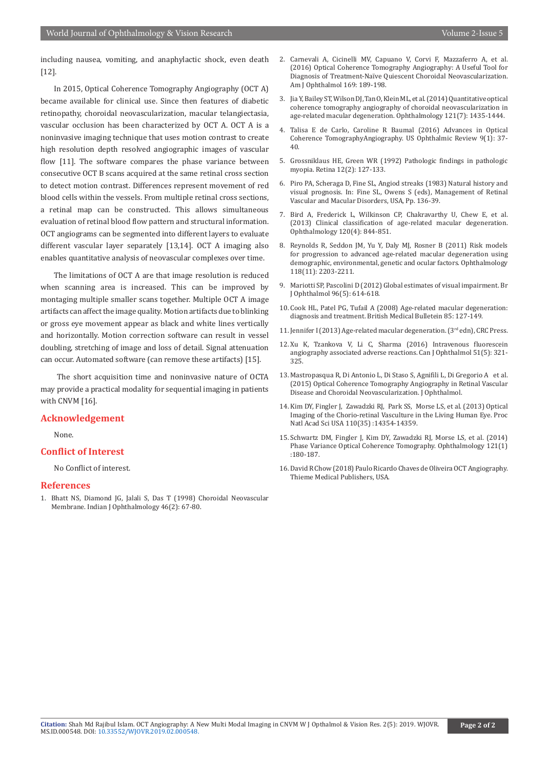including nausea, vomiting, and anaphylactic shock, even death [12].

In 2015, Optical Coherence Tomography Angiography (OCT A) became available for clinical use. Since then features of diabetic retinopathy, choroidal neovascularization, macular telangiectasia, vascular occlusion has been characterized by OCT A. OCT A is a noninvasive imaging technique that uses motion contrast to create high resolution depth resolved angiographic images of vascular flow [11]. The software compares the phase variance between consecutive OCT B scans acquired at the same retinal cross section to detect motion contrast. Differences represent movement of red blood cells within the vessels. From multiple retinal cross sections, a retinal map can be constructed. This allows simultaneous evaluation of retinal blood flow pattern and structural information. OCT angiograms can be segmented into different layers to evaluate different vascular layer separately [13,14]. OCT A imaging also enables quantitative analysis of neovascular complexes over time.

The limitations of OCT A are that image resolution is reduced when scanning area is increased. This can be improved by montaging multiple smaller scans together. Multiple OCT A image artifacts can affect the image quality. Motion artifacts due to blinking or gross eye movement appear as black and white lines vertically and horizontally. Motion correction software can result in vessel doubling, stretching of image and loss of detail. Signal attenuation can occur. Automated software (can remove these artifacts) [15].

The short acquisition time and noninvasive nature of OCTA may provide a practical modality for sequential imaging in patients with CNVM [16].

## Acknowledgement

None.

## Conflict of Interest

No Conflict of interest.

## References

1. Bhatt NS, Diamond JG, Jalali S, Das T (1998) Choroidal Neovascular Membrane. Indian J Ophthalmology 46(2): 67-80.
2. Carnevali A, Cicinelli MV, Capuano V, Corvi F, Mazzaferro A, et al. (2016) Optical Coherence Tomography Angiography: A Useful Tool for Diagnosis of Treatment-Naïve Quiescent Choroidal Neovascularization. Am J Ophthalmol 169: 189-198.
3. Jia Y, Bailey ST, Wilson DJ, Tan O, Klein ML, et al. (2014) Quantitative optical coherence tomography angiography of choroidal neovascularization in age-related macular degeneration. Ophthalmology 121(7): 1435-1444.
4. Talisa E de Carlo, Caroline R Baumal (2016) Advances in Optical Coherence TomographyAngiography. US Ophthalmic Review 9(1): 37-40.
5. Grossniklaus HE, Green WR (1992) Pathologic findings in pathologic myopia. Retina 12(2): 127-133.
6. Piro PA, Scheraga D, Fine SL, Angiod streaks (1983) Natural history and visual prognosis. In: Fine SL, Owens S (eds), Management of Retinal Vascular and Macular Disorders, USA, Pp. 136-39.
7. Bird A, Frederick L, Wilkinson CP, Chakravarthy U, Chew E, et al. (2013) Clinical classification of age-related macular degeneration. Ophthalmology 120(4): 844-851.
8. Reynolds R, Seddon JM, Yu Y, Daly MJ, Rosner B (2011) Risk models for progression to advanced age-related macular degeneration using demographic, environmental, genetic and ocular factors. Ophthalmology 118(11): 2203-2211.
9. Mariotti SP, Pascolini D (2012) Global estimates of visual impairment. Br J Ophthalmol 96(5): 614-618.
10. Cook HL, Patel PG, Tufail A (2008) Age-related macular degeneration: diagnosis and treatment. British Medical Bulletein 85: 127-149.
11. Jennifer I (2013) Age-related macular degeneration. (3rd edn), CRC Press.
12. Xu K, Tzankova V, Li C, Sharma (2016) Intravenous fluorescein angiography associated adverse reactions. Can J Ophthalmol 51(5): 321-325.
13. Mastropasqua R, Di Antonio L, Di Staso S, Agnifili L, Di Gregorio A et al. (2015) Optical Coherence Tomography Angiography in Retinal Vascular Disease and Choroidal Neovascularization. J Ophthalmol.
14. Kim DY, Fingler J, Zawadzki RJ, Park SS, Morse LS, et al. (2013) Optical Imaging of the Chorio-retinal Vasculture in the Living Human Eye. Proc Natl Acad Sci USA 110(35) :14354-14359.
15. Schwartz DM, Fingler J, Kim DY, Zawadzki RJ, Morse LS, et al. (2014) Phase Variance Optical Coherence Tomography. Ophthalmology 121(1) :180-187.
16. David R Chow (2018) Paulo Ricardo Chaves de Oliveira OCT Angiography. Thieme Medical Publishers, USA.